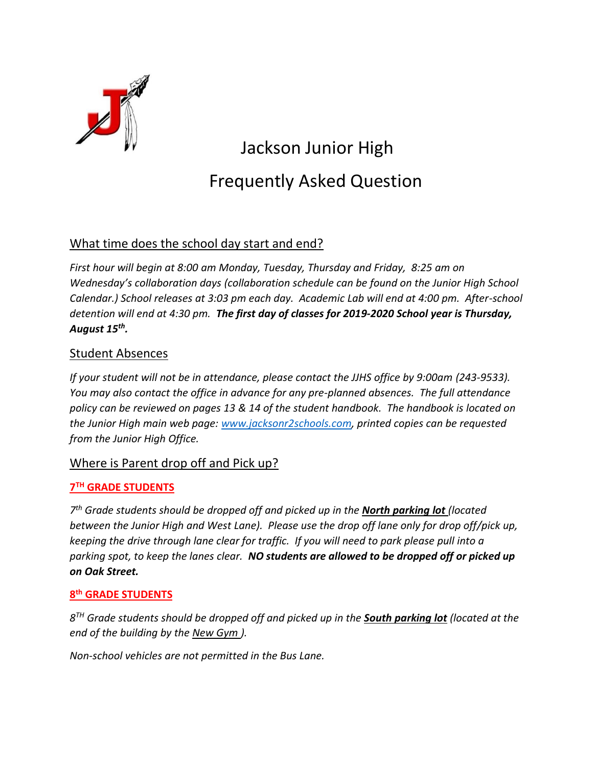# Jackson Junior High

# Frequently Asked Question

## What time does the school day start and end?

*First hour will begin at 8:00 am Monday, Tuesday, Thursday and Friday, 8:25 am on Wednesday's collaboration days (collaboration schedule can be found on the Junior High School Calendar.) School releases at 3:03 pm each day. Academic Lab will end at 4:00 pm. After-school detention will end at 4:30 pm.* ***The first day of classes for 2019-2020 School year is Thursday, August 15th.***

## Student Absences

*If your student will not be in attendance, please contact the JJHS office by 9:00am (243-9533). You may also contact the office in advance for any pre-planned absences. The full attendance policy can be reviewed on pages 13 & 14 of the student handbook. The handbook is located on the Junior High main web page: [www.jacksonr2schools.com](http://www.jacksonr2schools.com), printed copies can be requested from the Junior High Office.*

## Where is Parent drop off and Pick up?

### 7TH GRADE STUDENTS

*7th Grade students should be dropped off and picked up in the* ***North parking lot*** *(located between the Junior High and West Lane). Please use the drop off lane only for drop off/pick up, keeping the drive through lane clear for traffic. If you will need to park please pull into a parking spot, to keep the lanes clear.* ***NO students are allowed to be dropped off or picked up on Oak Street.***

### 8th GRADE STUDENTS

*8TH Grade students should be dropped off and picked up in the* ***South parking lot*** *(located at the end of the building by the New Gym ).*

*Non-school vehicles are not permitted in the Bus Lane.*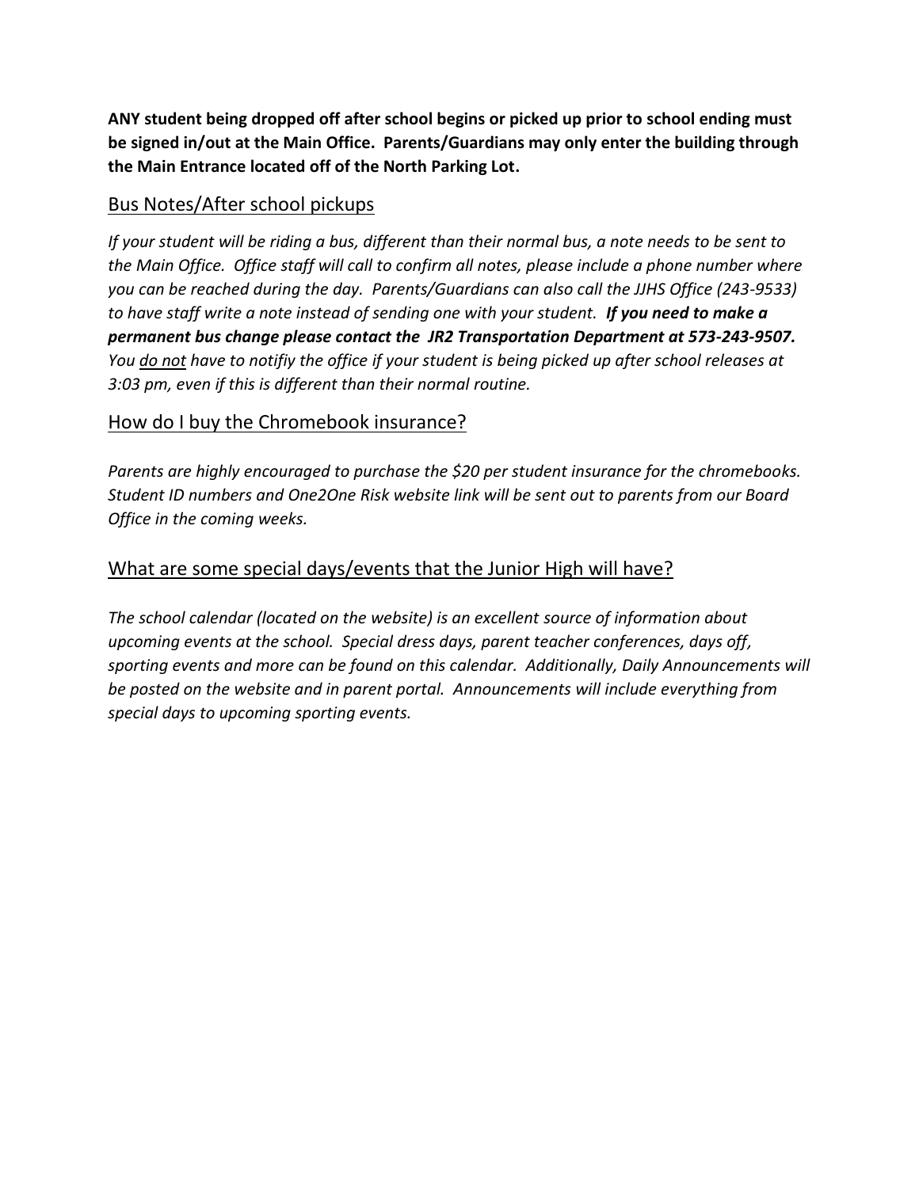**ANY student being dropped off after school begins or picked up prior to school ending must be signed in/out at the Main Office. Parents/Guardians may only enter the building through the Main Entrance located off of the North Parking Lot.**

## Bus Notes/After school pickups

*If your student will be riding a bus, different than their normal bus, a note needs to be sent to the Main Office. Office staff will call to confirm all notes, please include a phone number where you can be reached during the day. Parents/Guardians can also call the JJHS Office (243-9533) to have staff write a note instead of sending one with your student.* ***If you need to make a permanent bus change please contact the JR2 Transportation Department at 573-243-9507.*** *You do not have to notifiy the office if your student is being picked up after school releases at 3:03 pm, even if this is different than their normal routine.*

## How do I buy the Chromebook insurance?

*Parents are highly encouraged to purchase the $20 per student insurance for the chromebooks. Student ID numbers and One2One Risk website link will be sent out to parents from our Board Office in the coming weeks.*

## What are some special days/events that the Junior High will have?

*The school calendar (located on the website) is an excellent source of information about upcoming events at the school. Special dress days, parent teacher conferences, days off, sporting events and more can be found on this calendar. Additionally, Daily Announcements will be posted on the website and in parent portal. Announcements will include everything from special days to upcoming sporting events.*